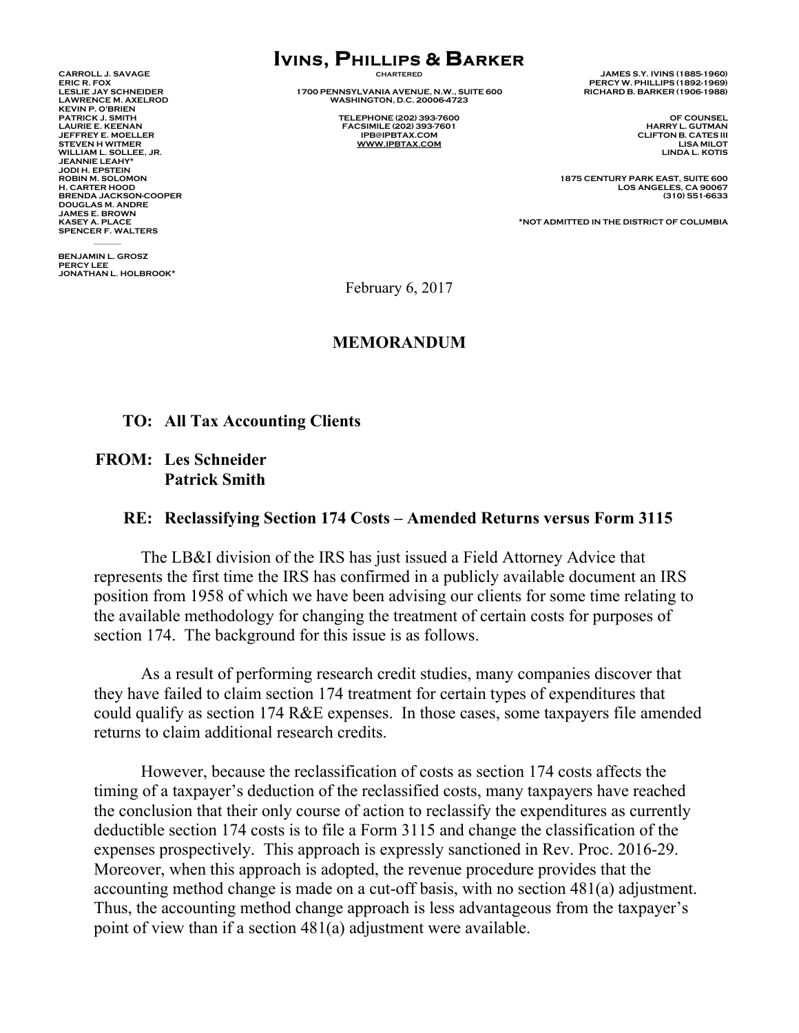# Ivins, Phillips & Barker

CHARTERED

1700 PENNSYLVANIA AVENUE, N.W., SUITE 600
WASHINGTON, D.C. 20006-4723

TELEPHONE (202) 393-7600
FACSIMILE (202) 393-7601
IPB@IPBTAX.COM
WWW.IPBTAX.COM

CARROLL J. SAVAGE
ERIC R. FOX
LESLIE JAY SCHNEIDER
LAWRENCE M. AXELROD
KEVIN P. O'BRIEN
PATRICK J. SMITH
LAURIE E. KEENAN
JEFFREY E. MOELLER
STEVEN H WITMER
WILLIAM L. SOLLEE, JR.
JEANNIE LEAHY*
JODI H. EPSTEIN
ROBIN M. SOLOMON
H. CARTER HOOD
BRENDA JACKSON-COOPER
DOUGLAS M. ANDRE
JAMES E. BROWN
KASEY A. PLACE
SPENCER F. WALTERS

BENJAMIN L. GROSZ
PERCY LEE
JONATHAN L. HOLBROOK*

JAMES S.Y. IVINS (1885-1960)
PERCY W. PHILLIPS (1892-1969)
RICHARD B. BARKER (1906-1988)

OF COUNSEL
HARRY L. GUTMAN
CLIFTON B. CATES III
LISA MILOT
LINDA L. KOTIS

1875 CENTURY PARK EAST, SUITE 600
LOS ANGELES, CA 90067
(310) 551-6633

*NOT ADMITTED IN THE DISTRICT OF COLUMBIA

February 6, 2017

## MEMORANDUM

**TO: All Tax Accounting Clients**

**FROM: Les Schneider**
**Patrick Smith**

**RE: Reclassifying Section 174 Costs – Amended Returns versus Form 3115**

The LB&I division of the IRS has just issued a Field Attorney Advice that represents the first time the IRS has confirmed in a publicly available document an IRS position from 1958 of which we have been advising our clients for some time relating to the available methodology for changing the treatment of certain costs for purposes of section 174. The background for this issue is as follows.

As a result of performing research credit studies, many companies discover that they have failed to claim section 174 treatment for certain types of expenditures that could qualify as section 174 R&E expenses. In those cases, some taxpayers file amended returns to claim additional research credits.

However, because the reclassification of costs as section 174 costs affects the timing of a taxpayer's deduction of the reclassified costs, many taxpayers have reached the conclusion that their only course of action to reclassify the expenditures as currently deductible section 174 costs is to file a Form 3115 and change the classification of the expenses prospectively. This approach is expressly sanctioned in Rev. Proc. 2016-29. Moreover, when this approach is adopted, the revenue procedure provides that the accounting method change is made on a cut-off basis, with no section 481(a) adjustment. Thus, the accounting method change approach is less advantageous from the taxpayer's point of view than if a section 481(a) adjustment were available.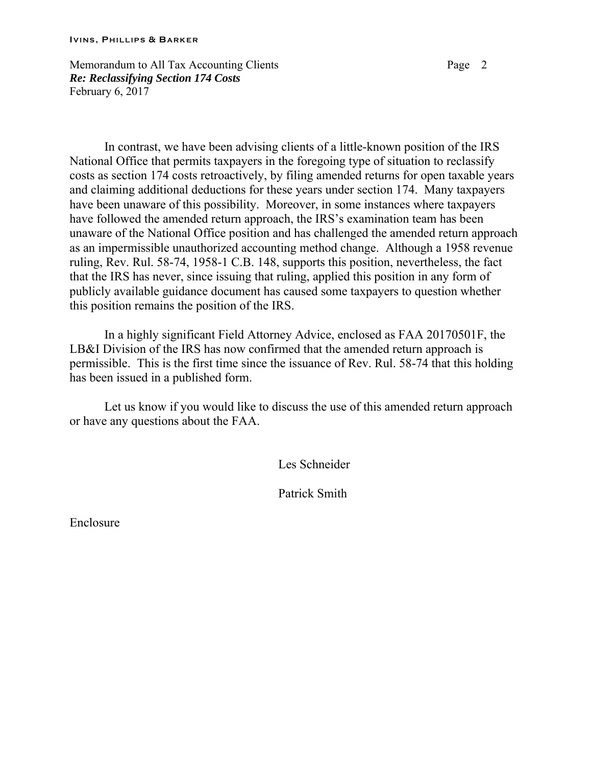In contrast, we have been advising clients of a little-known position of the IRS National Office that permits taxpayers in the foregoing type of situation to reclassify costs as section 174 costs retroactively, by filing amended returns for open taxable years and claiming additional deductions for these years under section 174. Many taxpayers have been unaware of this possibility. Moreover, in some instances where taxpayers have followed the amended return approach, the IRS's examination team has been unaware of the National Office position and has challenged the amended return approach as an impermissible unauthorized accounting method change. Although a 1958 revenue ruling, Rev. Rul. 58-74, 1958-1 C.B. 148, supports this position, nevertheless, the fact that the IRS has never, since issuing that ruling, applied this position in any form of publicly available guidance document has caused some taxpayers to question whether this position remains the position of the IRS.

In a highly significant Field Attorney Advice, enclosed as FAA 20170501F, the LB&I Division of the IRS has now confirmed that the amended return approach is permissible. This is the first time since the issuance of Rev. Rul. 58-74 that this holding has been issued in a published form.

Let us know if you would like to discuss the use of this amended return approach or have any questions about the FAA.

Les Schneider

Patrick Smith

Enclosure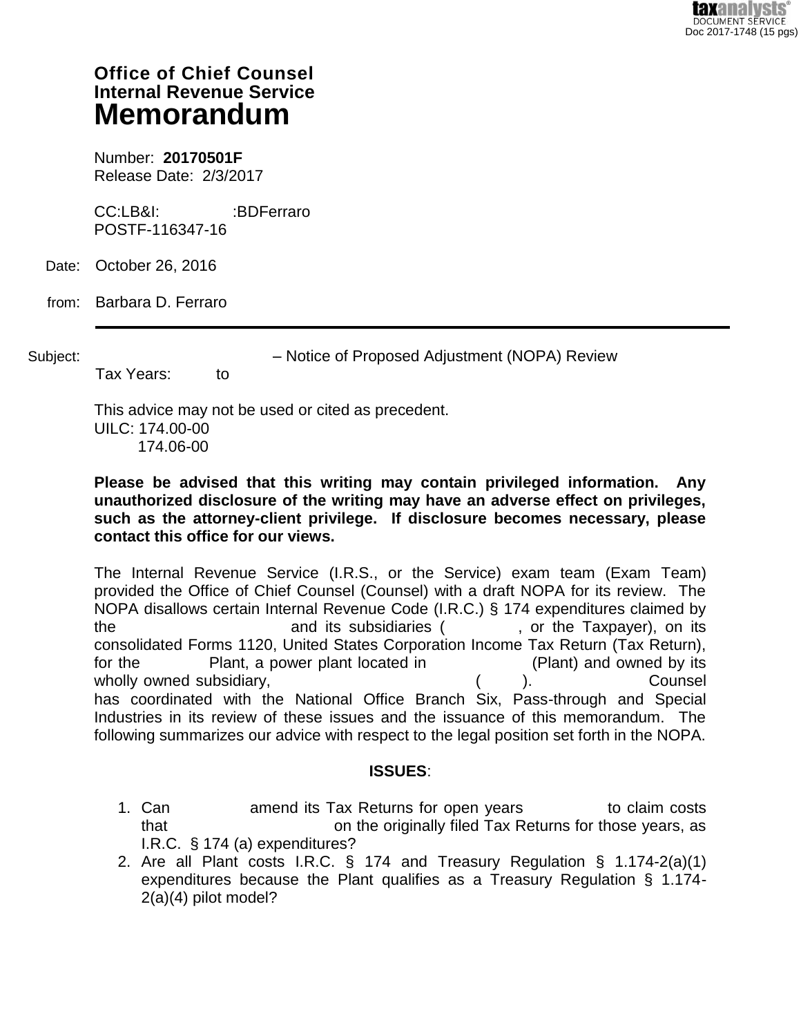Office of Chief Counsel
Internal Revenue Service
# Memorandum

Number: **20170501F**
Release Date: 2/3/2017

CC:LB&I: :BDFerraro
POSTF-116347-16

Date: October 26, 2016

from: Barbara D. Ferraro

---

Subject: – Notice of Proposed Adjustment (NOPA) Review
Tax Years: to

This advice may not be used or cited as precedent.
UILC: 174.00-00
174.06-00

**Please be advised that this writing may contain privileged information. Any unauthorized disclosure of the writing may have an adverse effect on privileges, such as the attorney-client privilege. If disclosure becomes necessary, please contact this office for our views.**

The Internal Revenue Service (I.R.S., or the Service) exam team (Exam Team) provided the Office of Chief Counsel (Counsel) with a draft NOPA for its review. The NOPA disallows certain Internal Revenue Code (I.R.C.) § 174 expenditures claimed by the and its subsidiaries ( , or the Taxpayer), on its consolidated Forms 1120, United States Corporation Income Tax Return (Tax Return), for the Plant, a power plant located in (Plant) and owned by its wholly owned subsidiary, ( ). Counsel has coordinated with the National Office Branch Six, Pass-through and Special Industries in its review of these issues and the issuance of this memorandum. The following summarizes our advice with respect to the legal position set forth in the NOPA.

## ISSUES:

1. Can amend its Tax Returns for open years to claim costs that on the originally filed Tax Returns for those years, as I.R.C. § 174 (a) expenditures?
2. Are all Plant costs I.R.C. § 174 and Treasury Regulation § 1.174-2(a)(1) expenditures because the Plant qualifies as a Treasury Regulation § 1.174-2(a)(4) pilot model?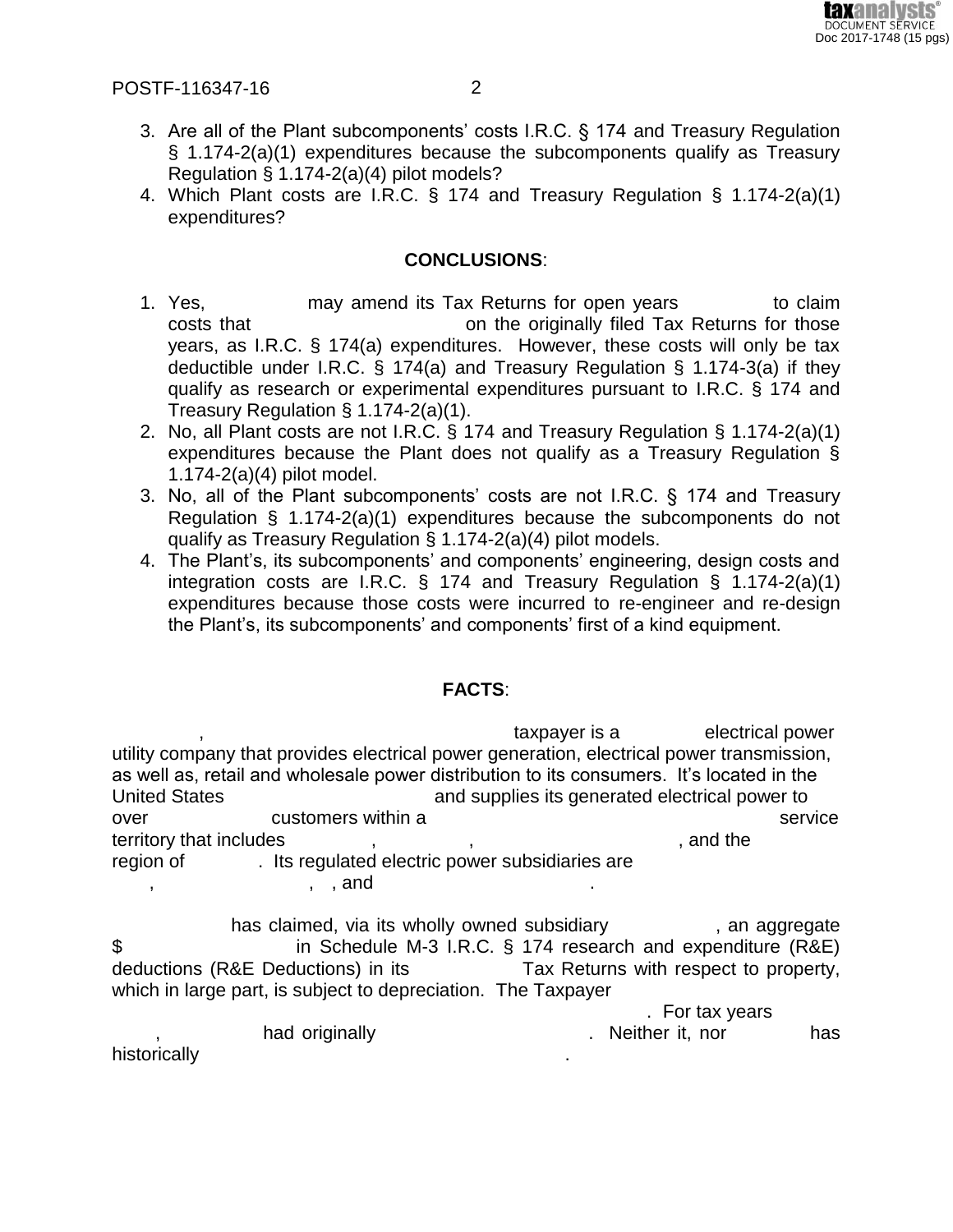3. Are all of the Plant subcomponents' costs I.R.C. § 174 and Treasury Regulation § 1.174-2(a)(1) expenditures because the subcomponents qualify as Treasury Regulation § 1.174-2(a)(4) pilot models?
4. Which Plant costs are I.R.C. § 174 and Treasury Regulation § 1.174-2(a)(1) expenditures?

**CONCLUSIONS**:

1. Yes, may amend its Tax Returns for open years to claim costs that on the originally filed Tax Returns for those years, as I.R.C. § 174(a) expenditures. However, these costs will only be tax deductible under I.R.C. § 174(a) and Treasury Regulation § 1.174-3(a) if they qualify as research or experimental expenditures pursuant to I.R.C. § 174 and Treasury Regulation § 1.174-2(a)(1).
2. No, all Plant costs are not I.R.C. § 174 and Treasury Regulation § 1.174-2(a)(1) expenditures because the Plant does not qualify as a Treasury Regulation § 1.174-2(a)(4) pilot model.
3. No, all of the Plant subcomponents' costs are not I.R.C. § 174 and Treasury Regulation § 1.174-2(a)(1) expenditures because the subcomponents do not qualify as Treasury Regulation § 1.174-2(a)(4) pilot models.
4. The Plant's, its subcomponents' and components' engineering, design costs and integration costs are I.R.C. § 174 and Treasury Regulation § 1.174-2(a)(1) expenditures because those costs were incurred to re-engineer and re-design the Plant's, its subcomponents' and components' first of a kind equipment.

**FACTS**:

, taxpayer is a electrical power utility company that provides electrical power generation, electrical power transmission, as well as, retail and wholesale power distribution to its consumers. It's located in the United States and supplies its generated electrical power to over customers within a service territory that includes , , , and the region of . Its regulated electric power subsidiaries are , , and .

has claimed, via its wholly owned subsidiary , an aggregate $ in Schedule M-3 I.R.C. § 174 research and expenditure (R&E) deductions (R&E Deductions) in its Tax Returns with respect to property, which in large part, is subject to depreciation. The Taxpayer . For tax years , had originally . Neither it, nor has historically .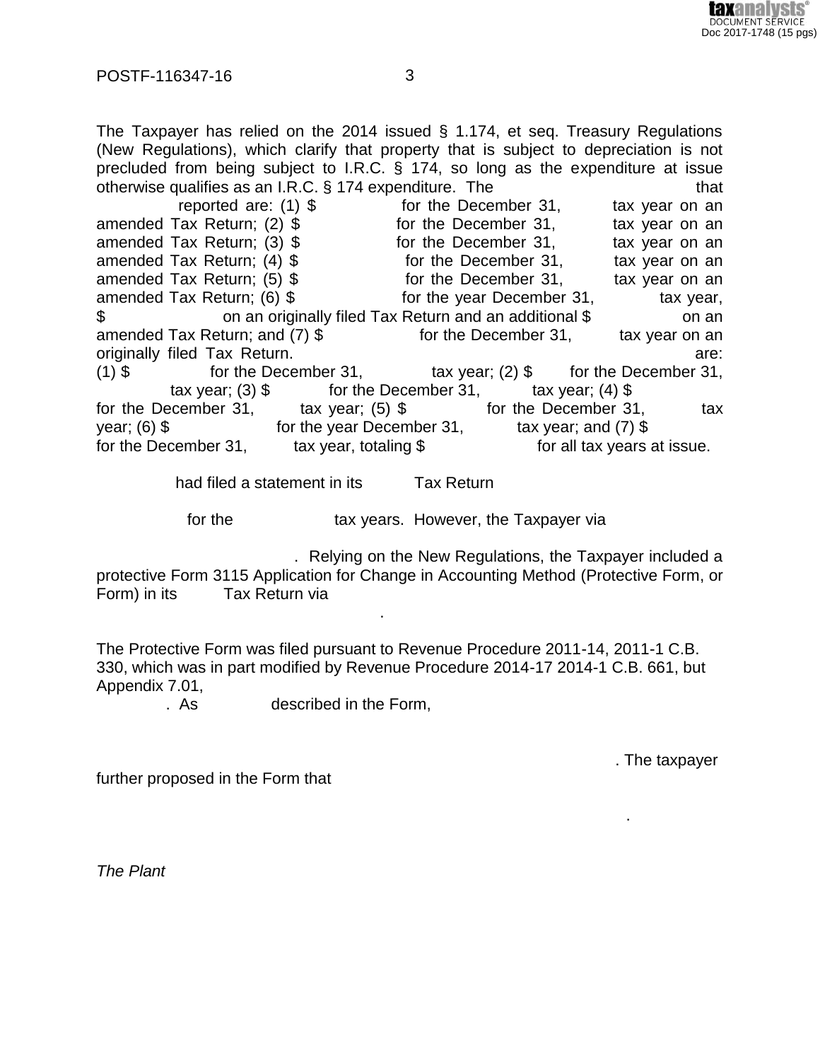The Taxpayer has relied on the 2014 issued § 1.174, et seq. Treasury Regulations (New Regulations), which clarify that property that is subject to depreciation is not precluded from being subject to I.R.C. § 174, so long as the expenditure at issue otherwise qualifies as an I.R.C. § 174 expenditure. The that reported are: (1) $ for the December 31, tax year on an amended Tax Return; (2) $ for the December 31, tax year on an amended Tax Return; (3) $ for the December 31, tax year on an amended Tax Return; (4) $ for the December 31, tax year on an amended Tax Return; (5) $ for the December 31, tax year on an amended Tax Return; (6) $ for the year December 31, tax year, $ on an originally filed Tax Return and an additional $ on an amended Tax Return; and (7) $ for the December 31, tax year on an originally filed Tax Return. are: (1) $ for the December 31, tax year; (2) $ for the December 31, tax year; (3) $ for the December 31, tax year; (4) $ for the December 31, tax year; (5) $ for the December 31, tax year; (6) $ for the year December 31, tax year; and (7) $ for the December 31, tax year, totaling $ for all tax years at issue.

had filed a statement in its Tax Return

for the tax years. However, the Taxpayer via

. Relying on the New Regulations, the Taxpayer included a protective Form 3115 Application for Change in Accounting Method (Protective Form, or Form) in its Tax Return via

.

The Protective Form was filed pursuant to Revenue Procedure 2011-14, 2011-1 C.B. 330, which was in part modified by Revenue Procedure 2014-17 2014-1 C.B. 661, but Appendix 7.01,

. As described in the Form,

. The taxpayer further proposed in the Form that

.

*The Plant*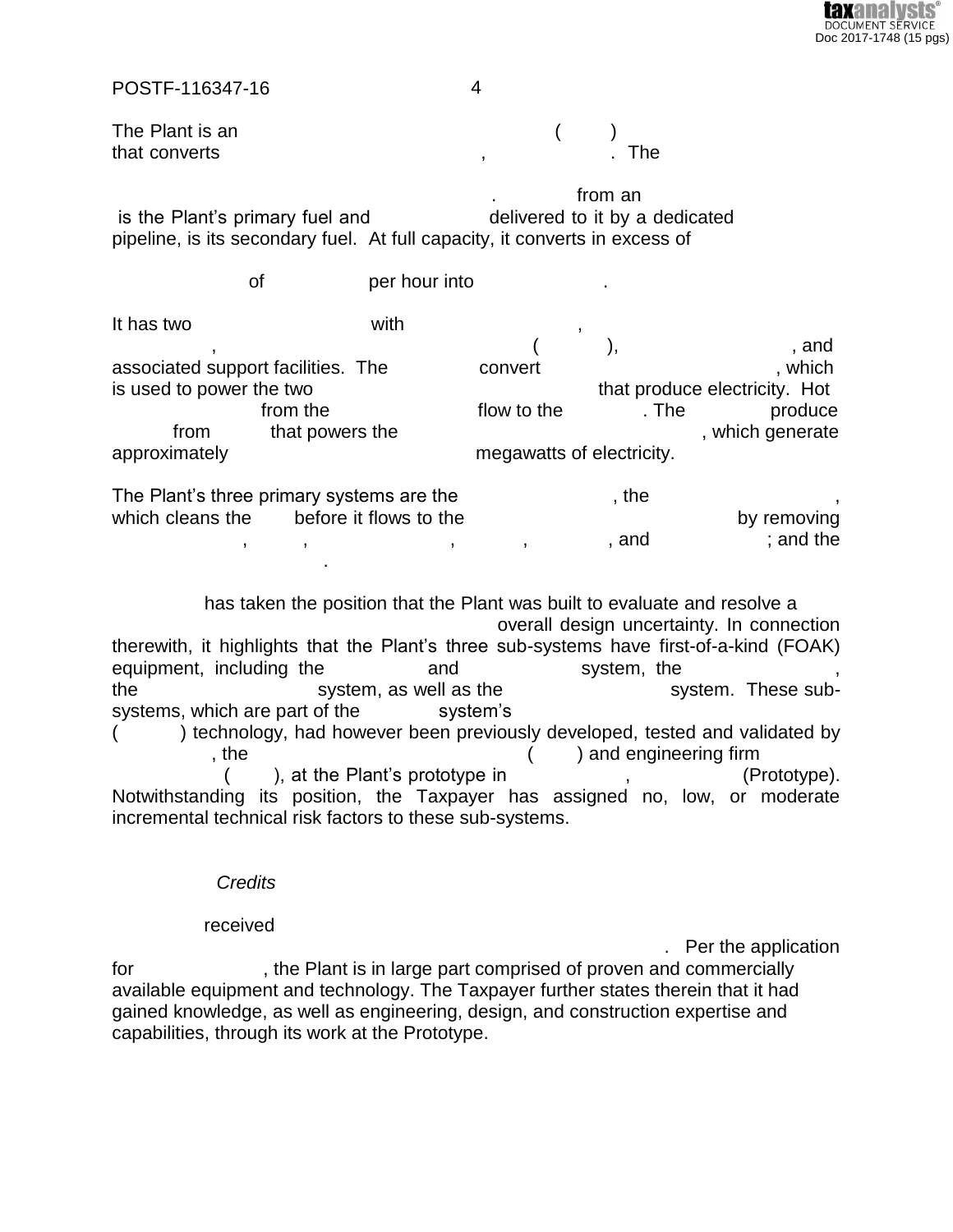The Plant is an ( ) that converts , . The

. from an is the Plant's primary fuel and delivered to it by a dedicated pipeline, is its secondary fuel. At full capacity, it converts in excess of

of per hour into .

It has two with , , ( ), , and associated support facilities. The convert , which is used to power the two that produce electricity. Hot from the flow to the . The produce from that powers the , which generate approximately megawatts of electricity.

The Plant's three primary systems are the , the , which cleans the before it flows to the by removing , , , , , and ; and the .

has taken the position that the Plant was built to evaluate and resolve a overall design uncertainty. In connection therewith, it highlights that the Plant's three sub-systems have first-of-a-kind (FOAK) equipment, including the and system, the , the system, as well as the system. These sub-systems, which are part of the system's ( ) technology, had however been previously developed, tested and validated by , the ( ) and engineering firm ( ), at the Plant's prototype in , (Prototype). Notwithstanding its position, the Taxpayer has assigned no, low, or moderate incremental technical risk factors to these sub-systems.

*Credits*

received . Per the application for , the Plant is in large part comprised of proven and commercially available equipment and technology. The Taxpayer further states therein that it had gained knowledge, as well as engineering, design, and construction expertise and capabilities, through its work at the Prototype.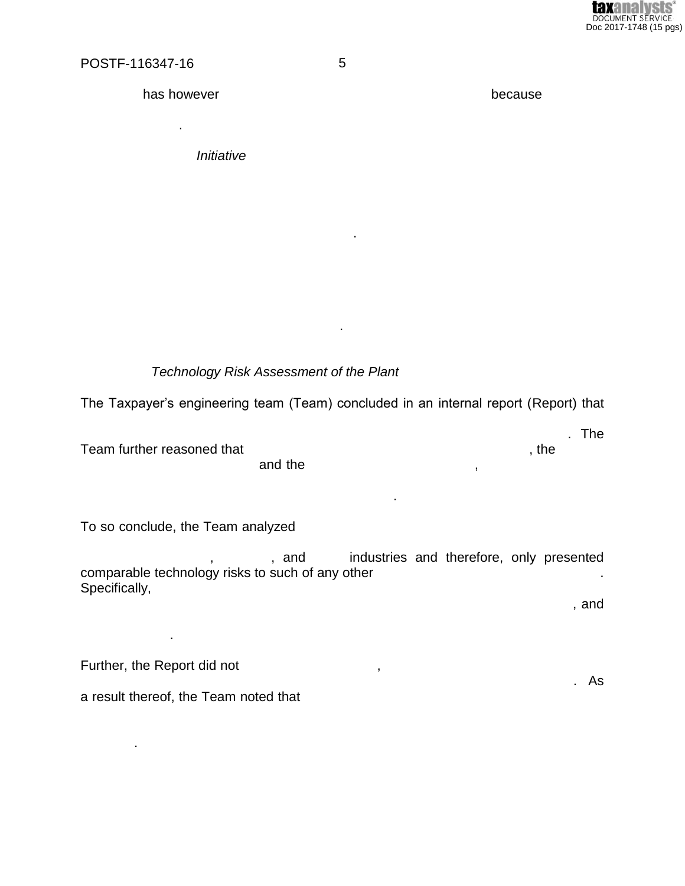has however because

.

*Initiative*

.

.

*Technology Risk Assessment of the Plant*

The Taxpayer's engineering team (Team) concluded in an internal report (Report) that

. The Team further reasoned that , the and the ,

.

To so conclude, the Team analyzed

, , and industries and therefore, only presented comparable technology risks to such of any other . Specifically,

, and

.

Further, the Report did not , . As a result thereof, the Team noted that

.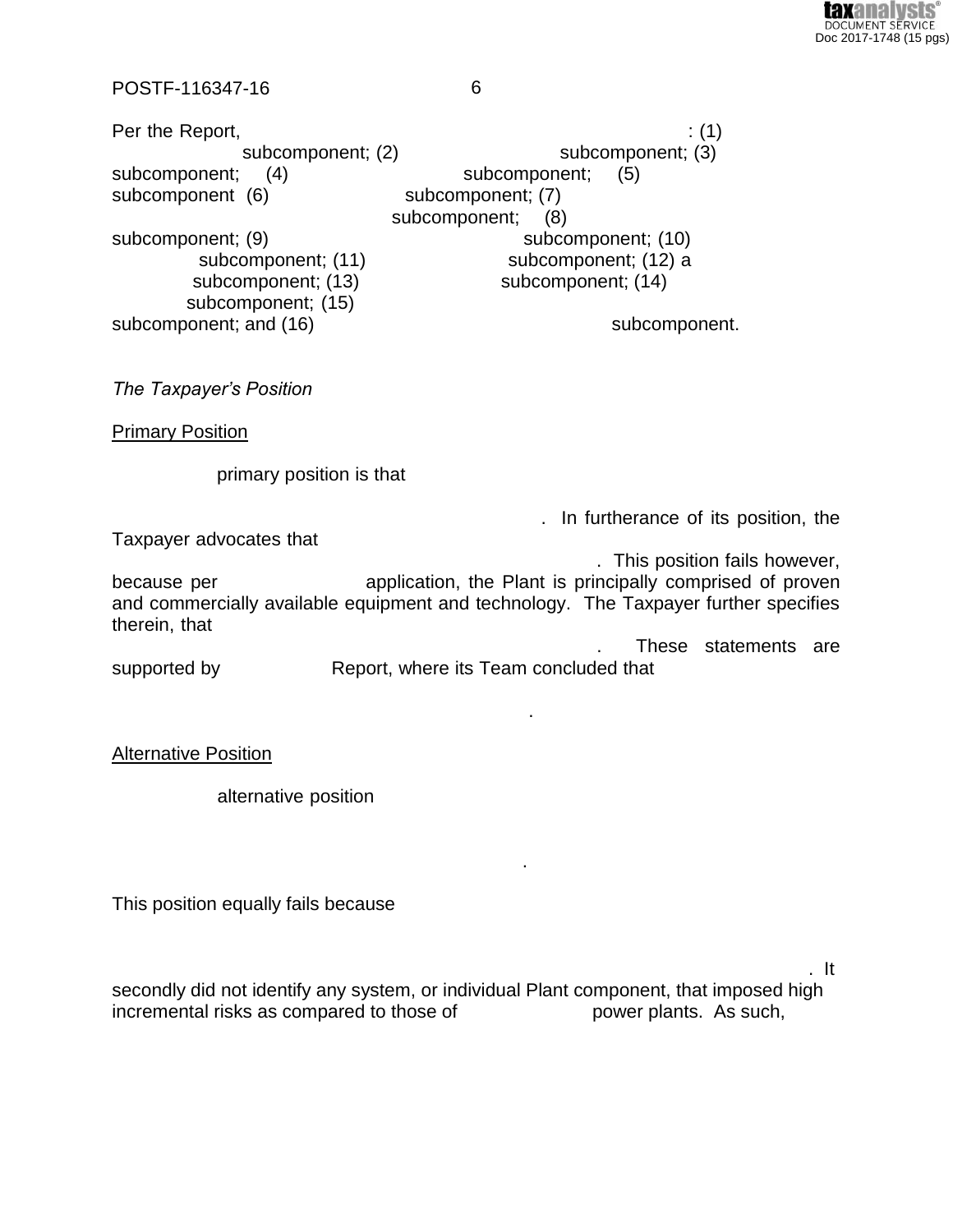Per the Report, : (1) subcomponent; (2) subcomponent; (3) subcomponent; (4) subcomponent; (5) subcomponent (6) subcomponent; (7) subcomponent; (8) subcomponent; (9) subcomponent; (10) subcomponent; (11) subcomponent; (12) a subcomponent; (13) subcomponent; (14) subcomponent; (15) subcomponent; and (16) subcomponent.

*The Taxpayer's Position*

Primary Position

primary position is that . In furtherance of its position, the Taxpayer advocates that . This position fails however, because per application, the Plant is principally comprised of proven and commercially available equipment and technology. The Taxpayer further specifies therein, that . These statements are supported by Report, where its Team concluded that .

Alternative Position

alternative position .

This position equally fails because . It secondly did not identify any system, or individual Plant component, that imposed high incremental risks as compared to those of power plants. As such,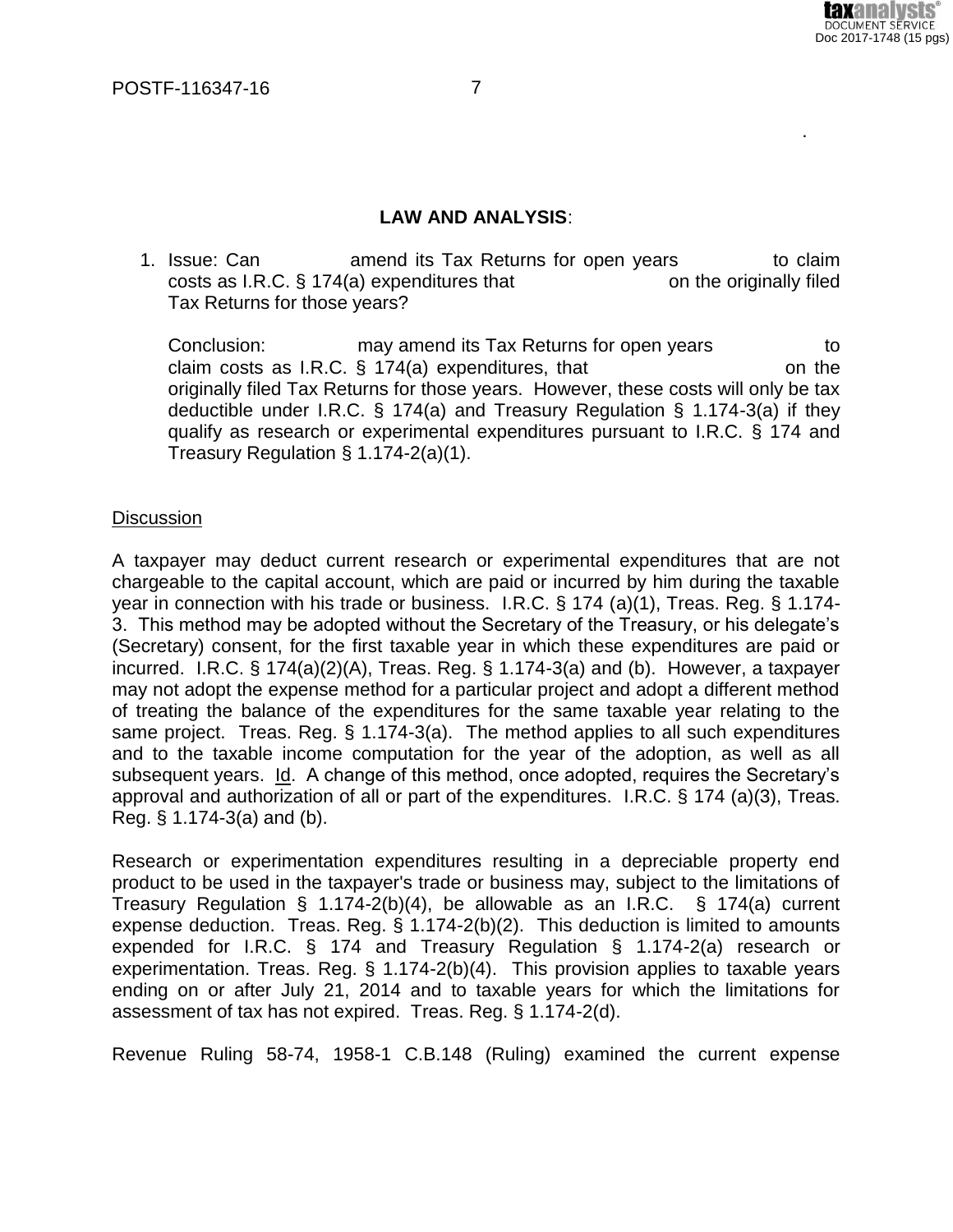## LAW AND ANALYSIS:

1. Issue: Can amend its Tax Returns for open years to claim costs as I.R.C. § 174(a) expenditures that on the originally filed Tax Returns for those years?

   Conclusion: may amend its Tax Returns for open years to claim costs as I.R.C. § 174(a) expenditures, that on the originally filed Tax Returns for those years. However, these costs will only be tax deductible under I.R.C. § 174(a) and Treasury Regulation § 1.174-3(a) if they qualify as research or experimental expenditures pursuant to I.R.C. § 174 and Treasury Regulation § 1.174-2(a)(1).

<u>Discussion</u>

A taxpayer may deduct current research or experimental expenditures that are not chargeable to the capital account, which are paid or incurred by him during the taxable year in connection with his trade or business. I.R.C. § 174 (a)(1), Treas. Reg. § 1.174-3. This method may be adopted without the Secretary of the Treasury, or his delegate's (Secretary) consent, for the first taxable year in which these expenditures are paid or incurred. I.R.C. § 174(a)(2)(A), Treas. Reg. § 1.174-3(a) and (b). However, a taxpayer may not adopt the expense method for a particular project and adopt a different method of treating the balance of the expenditures for the same taxable year relating to the same project. Treas. Reg. § 1.174-3(a). The method applies to all such expenditures and to the taxable income computation for the year of the adoption, as well as all subsequent years. <u>Id</u>. A change of this method, once adopted, requires the Secretary's approval and authorization of all or part of the expenditures. I.R.C. § 174 (a)(3), Treas. Reg. § 1.174-3(a) and (b).

Research or experimentation expenditures resulting in a depreciable property end product to be used in the taxpayer's trade or business may, subject to the limitations of Treasury Regulation § 1.174-2(b)(4), be allowable as an I.R.C. § 174(a) current expense deduction. Treas. Reg. § 1.174-2(b)(2). This deduction is limited to amounts expended for I.R.C. § 174 and Treasury Regulation § 1.174-2(a) research or experimentation. Treas. Reg. § 1.174-2(b)(4). This provision applies to taxable years ending on or after July 21, 2014 and to taxable years for which the limitations for assessment of tax has not expired. Treas. Reg. § 1.174-2(d).

Revenue Ruling 58-74, 1958-1 C.B.148 (Ruling) examined the current expense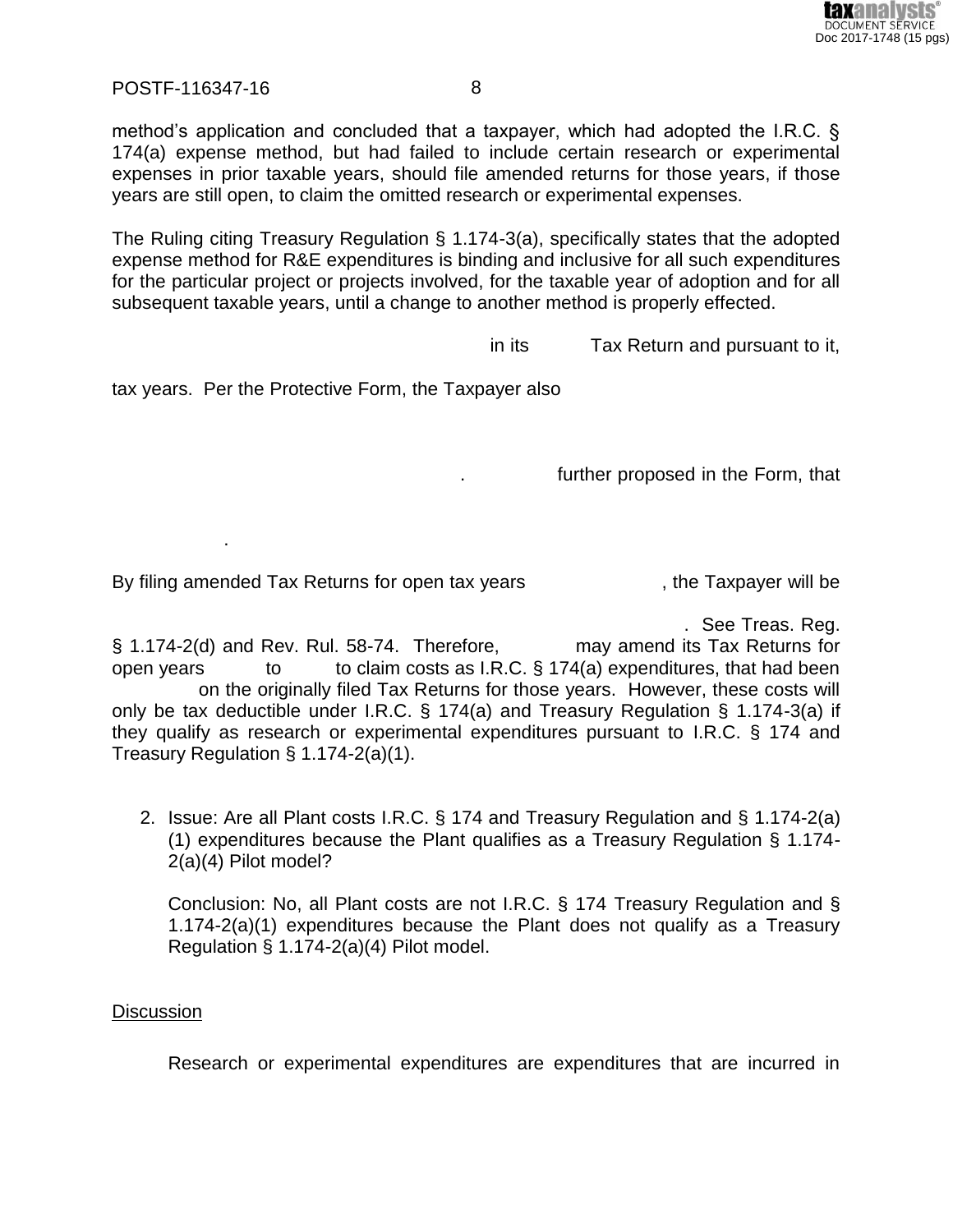method's application and concluded that a taxpayer, which had adopted the I.R.C. § 174(a) expense method, but had failed to include certain research or experimental expenses in prior taxable years, should file amended returns for those years, if those years are still open, to claim the omitted research or experimental expenses.

The Ruling citing Treasury Regulation § 1.174-3(a), specifically states that the adopted expense method for R&E expenditures is binding and inclusive for all such expenditures for the particular project or projects involved, for the taxable year of adoption and for all subsequent taxable years, until a change to another method is properly effected.

in its Tax Return and pursuant to it,

tax years. Per the Protective Form, the Taxpayer also

. further proposed in the Form, that

.

By filing amended Tax Returns for open tax years , the Taxpayer will be

. See Treas. Reg. § 1.174-2(d) and Rev. Rul. 58-74. Therefore, may amend its Tax Returns for open years to to claim costs as I.R.C. § 174(a) expenditures, that had been on the originally filed Tax Returns for those years. However, these costs will only be tax deductible under I.R.C. § 174(a) and Treasury Regulation § 1.174-3(a) if they qualify as research or experimental expenditures pursuant to I.R.C. § 174 and Treasury Regulation § 1.174-2(a)(1).

2. Issue: Are all Plant costs I.R.C. § 174 and Treasury Regulation and § 1.174-2(a)(1) expenditures because the Plant qualifies as a Treasury Regulation § 1.174-2(a)(4) Pilot model?

   Conclusion: No, all Plant costs are not I.R.C. § 174 Treasury Regulation and § 1.174-2(a)(1) expenditures because the Plant does not qualify as a Treasury Regulation § 1.174-2(a)(4) Pilot model.

Discussion

Research or experimental expenditures are expenditures that are incurred in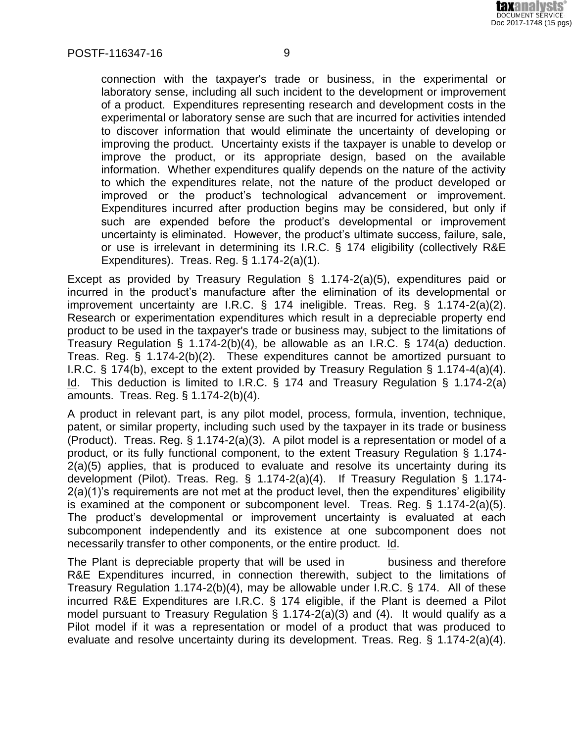connection with the taxpayer's trade or business, in the experimental or laboratory sense, including all such incident to the development or improvement of a product. Expenditures representing research and development costs in the experimental or laboratory sense are such that are incurred for activities intended to discover information that would eliminate the uncertainty of developing or improving the product. Uncertainty exists if the taxpayer is unable to develop or improve the product, or its appropriate design, based on the available information. Whether expenditures qualify depends on the nature of the activity to which the expenditures relate, not the nature of the product developed or improved or the product's technological advancement or improvement. Expenditures incurred after production begins may be considered, but only if such are expended before the product's developmental or improvement uncertainty is eliminated. However, the product's ultimate success, failure, sale, or use is irrelevant in determining its I.R.C. § 174 eligibility (collectively R&E Expenditures). Treas. Reg. § 1.174-2(a)(1).

Except as provided by Treasury Regulation § 1.174-2(a)(5), expenditures paid or incurred in the product's manufacture after the elimination of its developmental or improvement uncertainty are I.R.C. § 174 ineligible. Treas. Reg. § 1.174-2(a)(2). Research or experimentation expenditures which result in a depreciable property end product to be used in the taxpayer's trade or business may, subject to the limitations of Treasury Regulation § 1.174-2(b)(4), be allowable as an I.R.C. § 174(a) deduction. Treas. Reg. § 1.174-2(b)(2). These expenditures cannot be amortized pursuant to I.R.C. § 174(b), except to the extent provided by Treasury Regulation § 1.174-4(a)(4). Id. This deduction is limited to I.R.C. § 174 and Treasury Regulation § 1.174-2(a) amounts. Treas. Reg. § 1.174-2(b)(4).

A product in relevant part, is any pilot model, process, formula, invention, technique, patent, or similar property, including such used by the taxpayer in its trade or business (Product). Treas. Reg. § 1.174-2(a)(3). A pilot model is a representation or model of a product, or its fully functional component, to the extent Treasury Regulation § 1.174-2(a)(5) applies, that is produced to evaluate and resolve its uncertainty during its development (Pilot). Treas. Reg. § 1.174-2(a)(4). If Treasury Regulation § 1.174-2(a)(1)'s requirements are not met at the product level, then the expenditures' eligibility is examined at the component or subcomponent level. Treas. Reg. § 1.174-2(a)(5). The product's developmental or improvement uncertainty is evaluated at each subcomponent independently and its existence at one subcomponent does not necessarily transfer to other components, or the entire product. Id.

The Plant is depreciable property that will be used in business and therefore R&E Expenditures incurred, in connection therewith, subject to the limitations of Treasury Regulation 1.174-2(b)(4), may be allowable under I.R.C. § 174. All of these incurred R&E Expenditures are I.R.C. § 174 eligible, if the Plant is deemed a Pilot model pursuant to Treasury Regulation § 1.174-2(a)(3) and (4). It would qualify as a Pilot model if it was a representation or model of a product that was produced to evaluate and resolve uncertainty during its development. Treas. Reg. § 1.174-2(a)(4).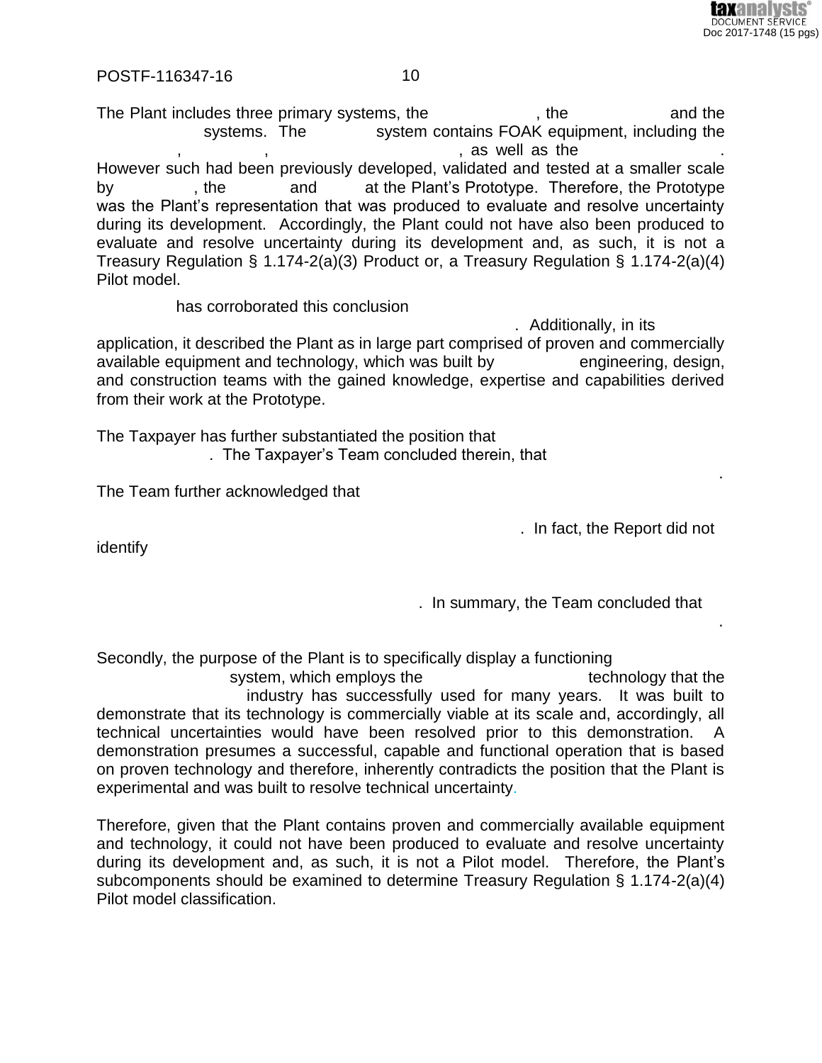The Plant includes three primary systems, the , the and the systems. The system contains FOAK equipment, including the , , , as well as the . However such had been previously developed, validated and tested at a smaller scale by , the and at the Plant's Prototype. Therefore, the Prototype was the Plant's representation that was produced to evaluate and resolve uncertainty during its development. Accordingly, the Plant could not have also been produced to evaluate and resolve uncertainty during its development and, as such, it is not a Treasury Regulation § 1.174-2(a)(3) Product or, a Treasury Regulation § 1.174-2(a)(4) Pilot model.

has corroborated this conclusion . Additionally, in its application, it described the Plant as in large part comprised of proven and commercially available equipment and technology, which was built by engineering, design, and construction teams with the gained knowledge, expertise and capabilities derived from their work at the Prototype.

The Taxpayer has further substantiated the position that . The Taxpayer's Team concluded therein, that . The Team further acknowledged that . In fact, the Report did not identify . In summary, the Team concluded that .

Secondly, the purpose of the Plant is to specifically display a functioning system, which employs the technology that the industry has successfully used for many years. It was built to demonstrate that its technology is commercially viable at its scale and, accordingly, all technical uncertainties would have been resolved prior to this demonstration. A demonstration presumes a successful, capable and functional operation that is based on proven technology and therefore, inherently contradicts the position that the Plant is experimental and was built to resolve technical uncertainty.

Therefore, given that the Plant contains proven and commercially available equipment and technology, it could not have been produced to evaluate and resolve uncertainty during its development and, as such, it is not a Pilot model. Therefore, the Plant's subcomponents should be examined to determine Treasury Regulation § 1.174-2(a)(4) Pilot model classification.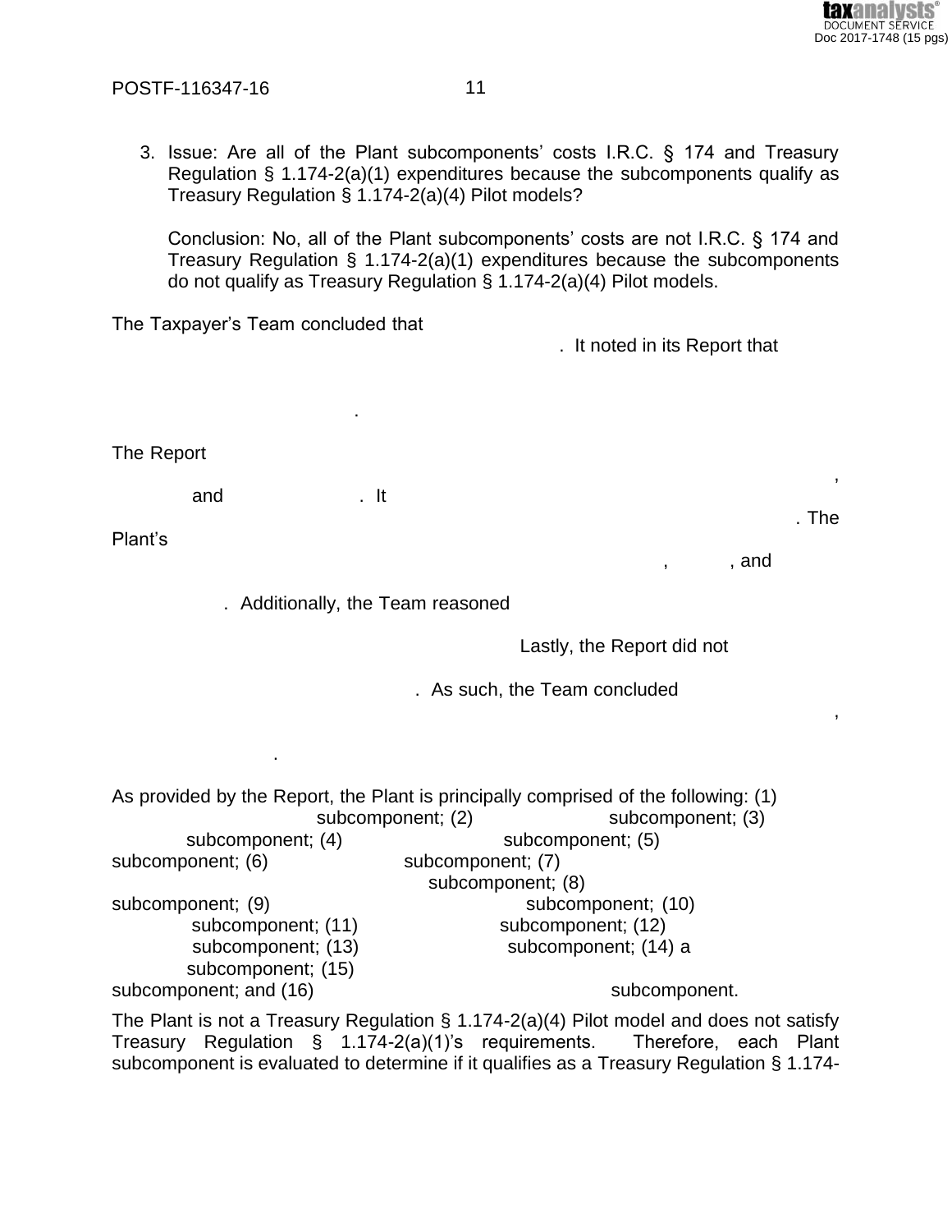3. Issue: Are all of the Plant subcomponents' costs I.R.C. § 174 and Treasury Regulation § 1.174-2(a)(1) expenditures because the subcomponents qualify as Treasury Regulation § 1.174-2(a)(4) Pilot models?

   Conclusion: No, all of the Plant subcomponents' costs are not I.R.C. § 174 and Treasury Regulation § 1.174-2(a)(1) expenditures because the subcomponents do not qualify as Treasury Regulation § 1.174-2(a)(4) Pilot models.

The Taxpayer's Team concluded that . It noted in its Report that .

The Report , and . It . The Plant's , , and . Additionally, the Team reasoned Lastly, the Report did not . As such, the Team concluded , .

As provided by the Report, the Plant is principally comprised of the following: (1) subcomponent; (2) subcomponent; (3) subcomponent; (4) subcomponent; (5) subcomponent; (6) subcomponent; (7) subcomponent; (8) subcomponent; (9) subcomponent; (10) subcomponent; (11) subcomponent; (12) subcomponent; (13) subcomponent; (14) a subcomponent; (15) subcomponent; and (16) subcomponent.

The Plant is not a Treasury Regulation § 1.174-2(a)(4) Pilot model and does not satisfy Treasury Regulation § 1.174-2(a)(1)'s requirements. Therefore, each Plant subcomponent is evaluated to determine if it qualifies as a Treasury Regulation § 1.174-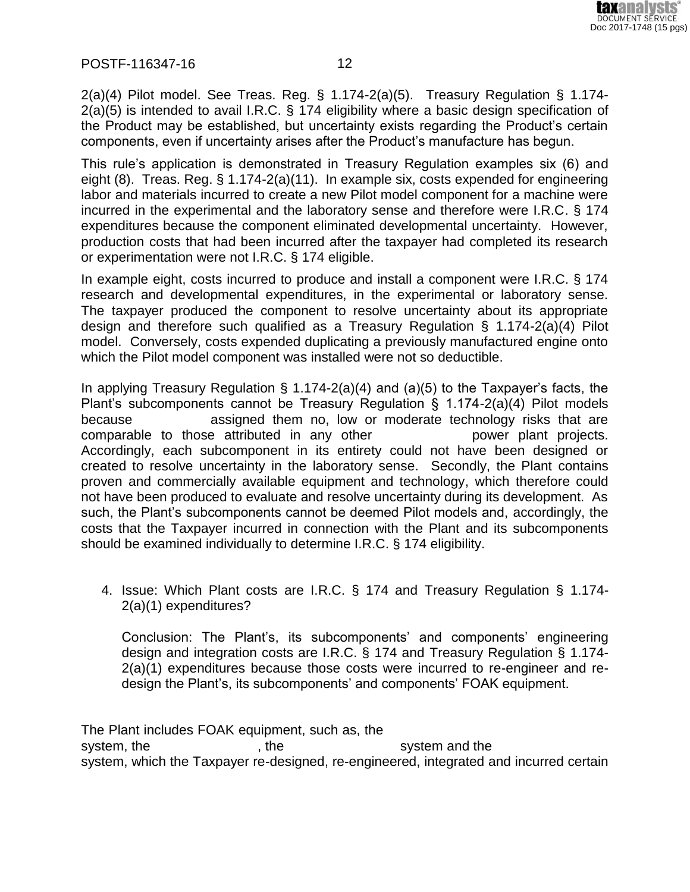2(a)(4) Pilot model. See Treas. Reg. § 1.174-2(a)(5). Treasury Regulation § 1.174-2(a)(5) is intended to avail I.R.C. § 174 eligibility where a basic design specification of the Product may be established, but uncertainty exists regarding the Product's certain components, even if uncertainty arises after the Product's manufacture has begun.

This rule's application is demonstrated in Treasury Regulation examples six (6) and eight (8). Treas. Reg. § 1.174-2(a)(11). In example six, costs expended for engineering labor and materials incurred to create a new Pilot model component for a machine were incurred in the experimental and the laboratory sense and therefore were I.R.C. § 174 expenditures because the component eliminated developmental uncertainty. However, production costs that had been incurred after the taxpayer had completed its research or experimentation were not I.R.C. § 174 eligible.

In example eight, costs incurred to produce and install a component were I.R.C. § 174 research and developmental expenditures, in the experimental or laboratory sense. The taxpayer produced the component to resolve uncertainty about its appropriate design and therefore such qualified as a Treasury Regulation § 1.174-2(a)(4) Pilot model. Conversely, costs expended duplicating a previously manufactured engine onto which the Pilot model component was installed were not so deductible.

In applying Treasury Regulation § 1.174-2(a)(4) and (a)(5) to the Taxpayer's facts, the Plant's subcomponents cannot be Treasury Regulation § 1.174-2(a)(4) Pilot models because assigned them no, low or moderate technology risks that are comparable to those attributed in any other power plant projects. Accordingly, each subcomponent in its entirety could not have been designed or created to resolve uncertainty in the laboratory sense. Secondly, the Plant contains proven and commercially available equipment and technology, which therefore could not have been produced to evaluate and resolve uncertainty during its development. As such, the Plant's subcomponents cannot be deemed Pilot models and, accordingly, the costs that the Taxpayer incurred in connection with the Plant and its subcomponents should be examined individually to determine I.R.C. § 174 eligibility.

4. Issue: Which Plant costs are I.R.C. § 174 and Treasury Regulation § 1.174-2(a)(1) expenditures?

   Conclusion: The Plant's, its subcomponents' and components' engineering design and integration costs are I.R.C. § 174 and Treasury Regulation § 1.174-2(a)(1) expenditures because those costs were incurred to re-engineer and re-design the Plant's, its subcomponents' and components' FOAK equipment.

The Plant includes FOAK equipment, such as, the system, the , the system and the system, which the Taxpayer re-designed, re-engineered, integrated and incurred certain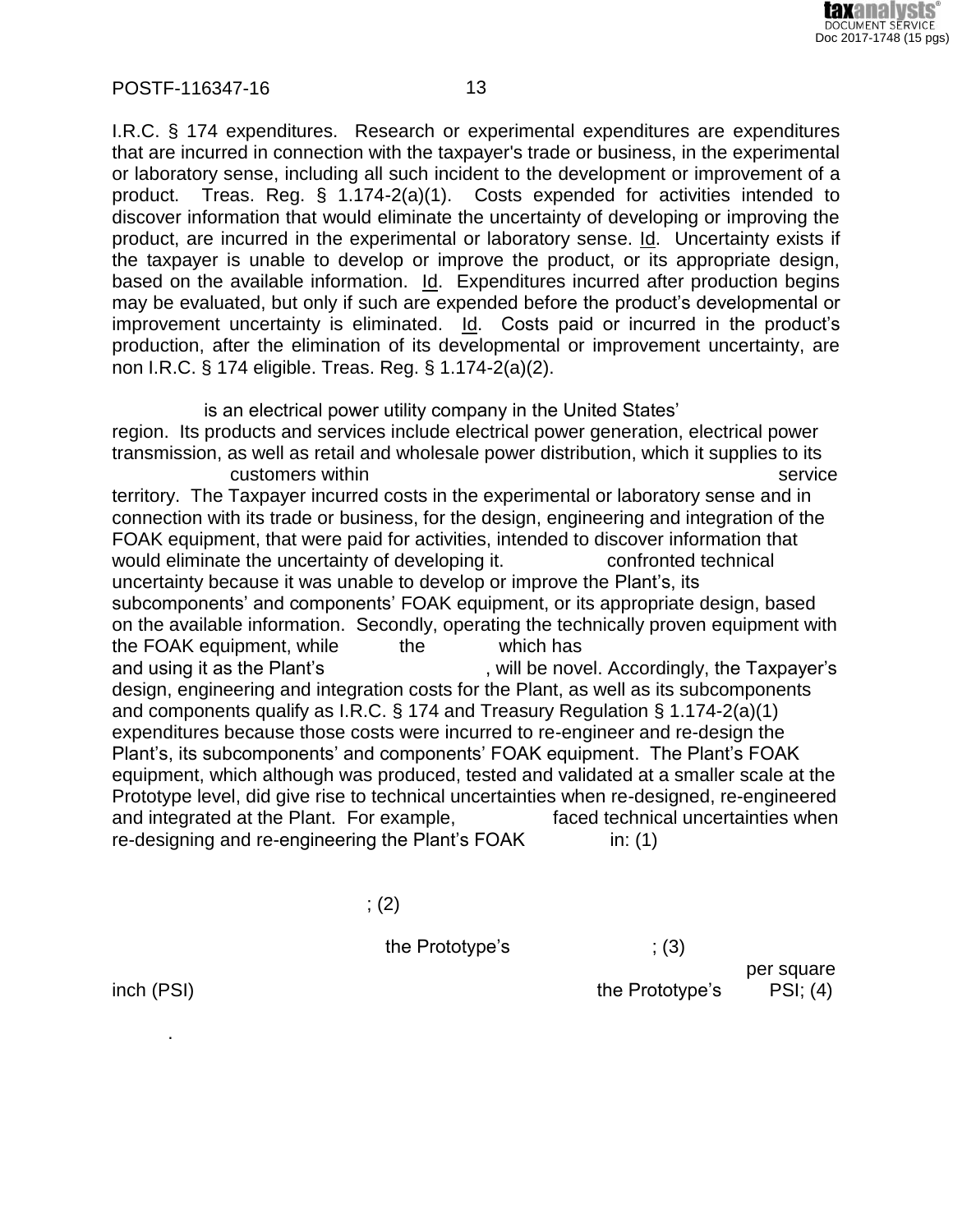I.R.C. § 174 expenditures. Research or experimental expenditures are expenditures that are incurred in connection with the taxpayer's trade or business, in the experimental or laboratory sense, including all such incident to the development or improvement of a product. Treas. Reg. § 1.174-2(a)(1). Costs expended for activities intended to discover information that would eliminate the uncertainty of developing or improving the product, are incurred in the experimental or laboratory sense. Id. Uncertainty exists if the taxpayer is unable to develop or improve the product, or its appropriate design, based on the available information. Id. Expenditures incurred after production begins may be evaluated, but only if such are expended before the product's developmental or improvement uncertainty is eliminated. Id. Costs paid or incurred in the product's production, after the elimination of its developmental or improvement uncertainty, are non I.R.C. § 174 eligible. Treas. Reg. § 1.174-2(a)(2).

is an electrical power utility company in the United States' region. Its products and services include electrical power generation, electrical power transmission, as well as retail and wholesale power distribution, which it supplies to its customers within service territory. The Taxpayer incurred costs in the experimental or laboratory sense and in connection with its trade or business, for the design, engineering and integration of the FOAK equipment, that were paid for activities, intended to discover information that would eliminate the uncertainty of developing it. confronted technical uncertainty because it was unable to develop or improve the Plant's, its subcomponents' and components' FOAK equipment, or its appropriate design, based on the available information. Secondly, operating the technically proven equipment with the FOAK equipment, while the which has and using it as the Plant's , will be novel. Accordingly, the Taxpayer's design, engineering and integration costs for the Plant, as well as its subcomponents and components qualify as I.R.C. § 174 and Treasury Regulation § 1.174-2(a)(1) expenditures because those costs were incurred to re-engineer and re-design the Plant's, its subcomponents' and components' FOAK equipment. The Plant's FOAK equipment, which although was produced, tested and validated at a smaller scale at the Prototype level, did give rise to technical uncertainties when re-designed, re-engineered and integrated at the Plant. For example, faced technical uncertainties when re-designing and re-engineering the Plant's FOAK in: (1)

; (2)

the Prototype's ; (3) per square inch (PSI) the Prototype's PSI; (4)

.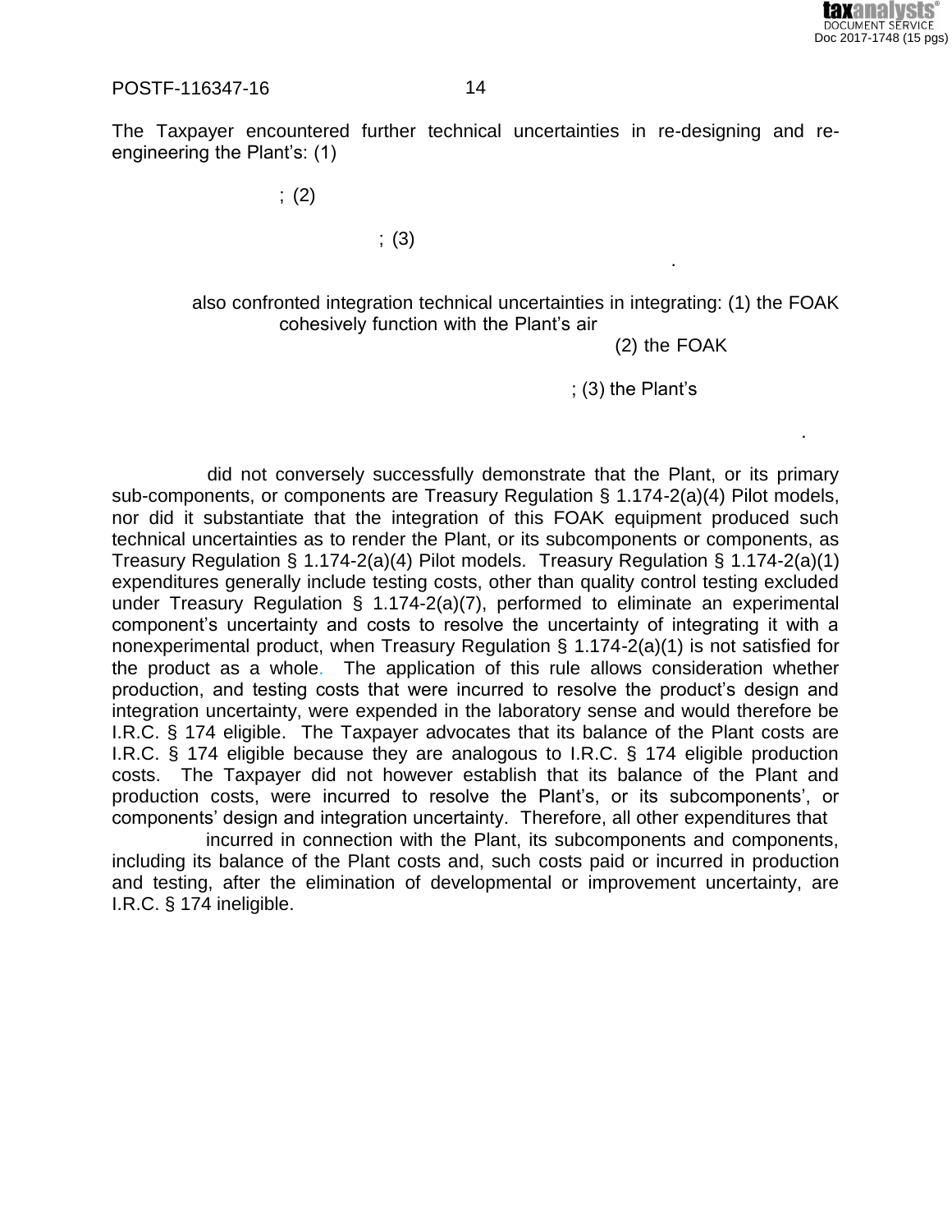The Taxpayer encountered further technical uncertainties in re-designing and re-engineering the Plant's: (1)

; (2)

; (3)

.

also confronted integration technical uncertainties in integrating: (1) the FOAK cohesively function with the Plant's air (2) the FOAK

; (3) the Plant's

.

did not conversely successfully demonstrate that the Plant, or its primary sub-components, or components are Treasury Regulation § 1.174-2(a)(4) Pilot models, nor did it substantiate that the integration of this FOAK equipment produced such technical uncertainties as to render the Plant, or its subcomponents or components, as Treasury Regulation § 1.174-2(a)(4) Pilot models. Treasury Regulation § 1.174-2(a)(1) expenditures generally include testing costs, other than quality control testing excluded under Treasury Regulation § 1.174-2(a)(7), performed to eliminate an experimental component's uncertainty and costs to resolve the uncertainty of integrating it with a nonexperimental product, when Treasury Regulation § 1.174-2(a)(1) is not satisfied for the product as a whole. The application of this rule allows consideration whether production, and testing costs that were incurred to resolve the product's design and integration uncertainty, were expended in the laboratory sense and would therefore be I.R.C. § 174 eligible. The Taxpayer advocates that its balance of the Plant costs are I.R.C. § 174 eligible because they are analogous to I.R.C. § 174 eligible production costs. The Taxpayer did not however establish that its balance of the Plant and production costs, were incurred to resolve the Plant's, or its subcomponents', or components' design and integration uncertainty. Therefore, all other expenditures that incurred in connection with the Plant, its subcomponents and components, including its balance of the Plant costs and, such costs paid or incurred in production and testing, after the elimination of developmental or improvement uncertainty, are I.R.C. § 174 ineligible.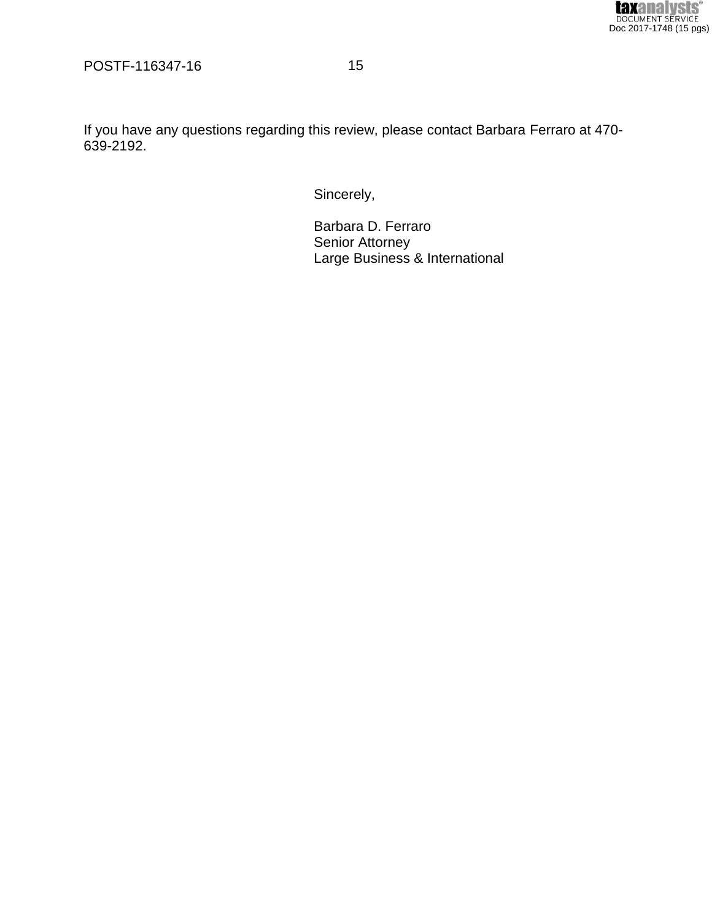If you have any questions regarding this review, please contact Barbara Ferraro at 470-639-2192.

Sincerely,

Barbara D. Ferraro
Senior Attorney
Large Business & International